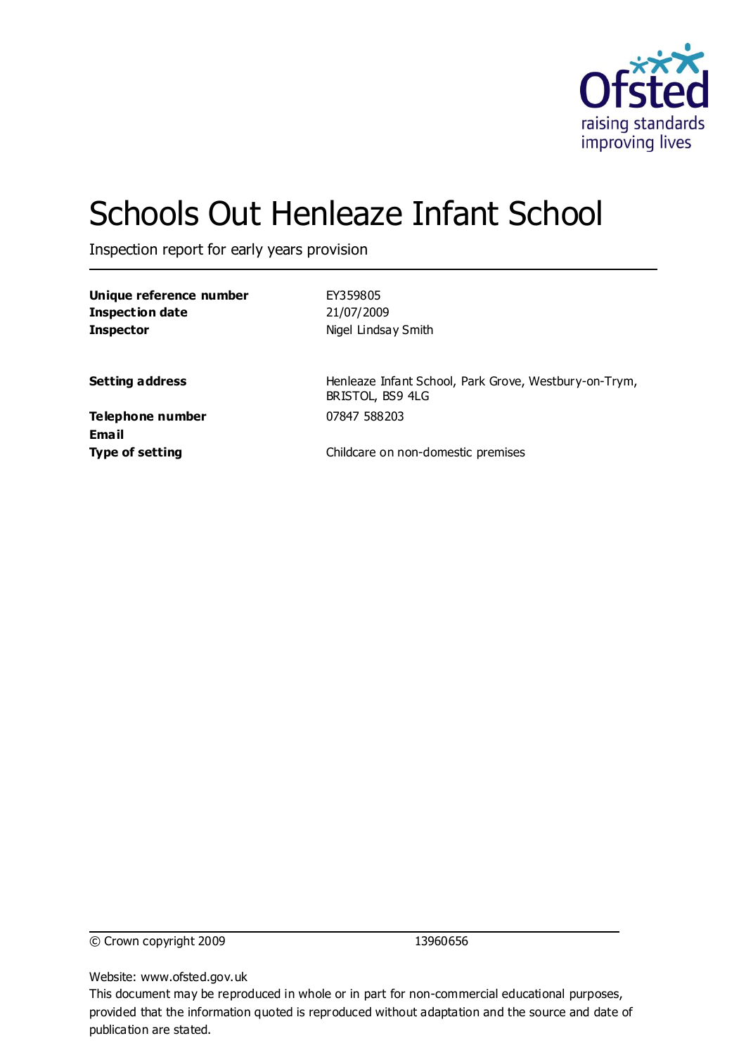Ofsted
raising standards
improving lives

# Schools Out Henleaze Infant School

Inspection report for early years provision

| | |
|---|---|
| **Unique reference number** | EY359805 |
| **Inspection date** | 21/07/2009 |
| **Inspector** | Nigel Lindsay Smith |
| | |
| **Setting address** | Henleaze Infant School, Park Grove, Westbury-on-Trym, BRISTOL, BS9 4LG |
| **Telephone number** | 07847 588203 |
| **Email** | |
| **Type of setting** | Childcare on non-domestic premises |

© Crown copyright 2009 13960656

Website: www.ofsted.gov.uk
This document may be reproduced in whole or in part for non-commercial educational purposes, provided that the information quoted is reproduced without adaptation and the source and date of publication are stated.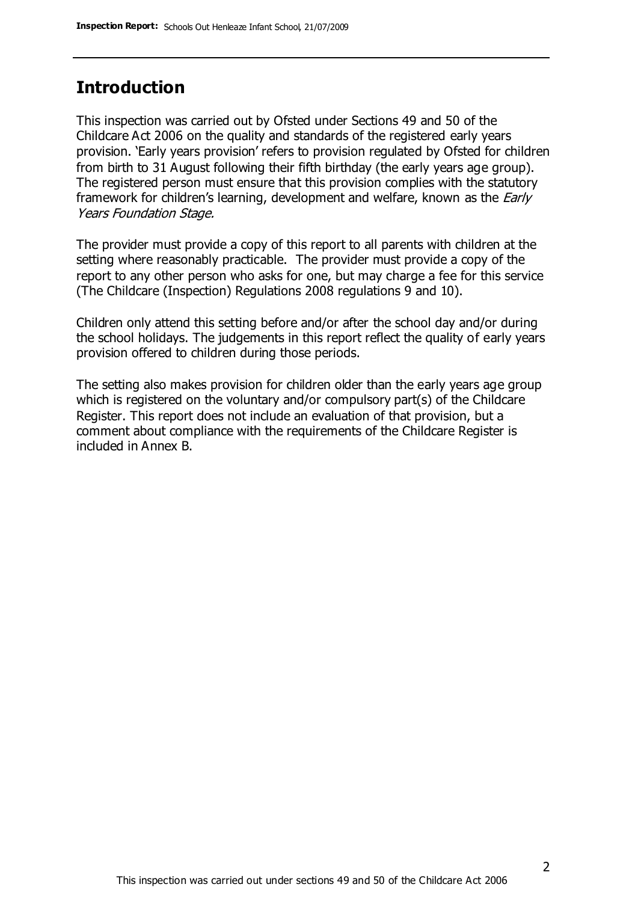## Introduction

This inspection was carried out by Ofsted under Sections 49 and 50 of the Childcare Act 2006 on the quality and standards of the registered early years provision. 'Early years provision' refers to provision regulated by Ofsted for children from birth to 31 August following their fifth birthday (the early years age group). The registered person must ensure that this provision complies with the statutory framework for children's learning, development and welfare, known as the *Early Years Foundation Stage.*

The provider must provide a copy of this report to all parents with children at the setting where reasonably practicable. The provider must provide a copy of the report to any other person who asks for one, but may charge a fee for this service (The Childcare (Inspection) Regulations 2008 regulations 9 and 10).

Children only attend this setting before and/or after the school day and/or during the school holidays. The judgements in this report reflect the quality of early years provision offered to children during those periods.

The setting also makes provision for children older than the early years age group which is registered on the voluntary and/or compulsory part(s) of the Childcare Register. This report does not include an evaluation of that provision, but a comment about compliance with the requirements of the Childcare Register is included in Annex B.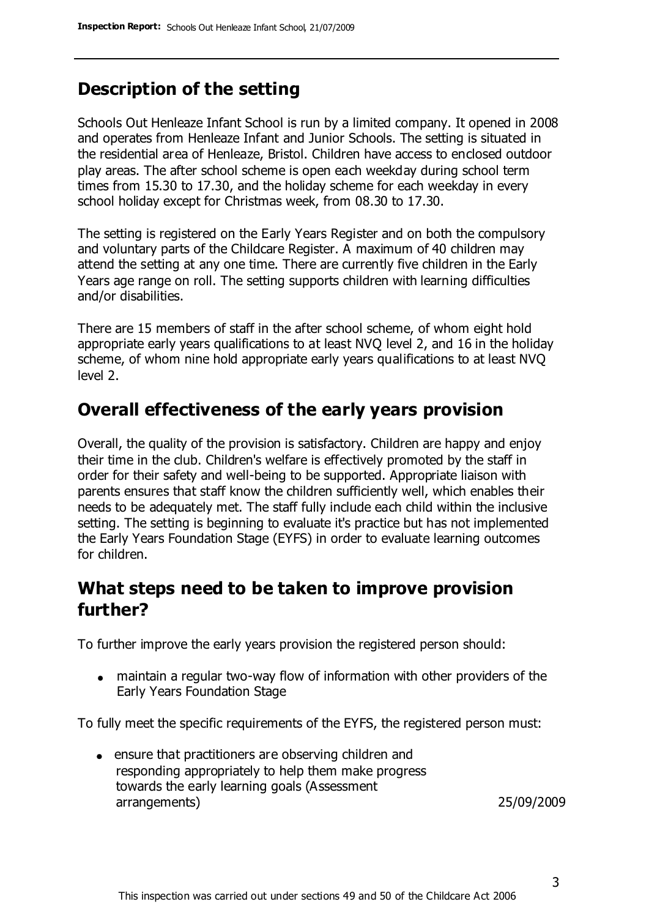## Description of the setting

Schools Out Henleaze Infant School is run by a limited company. It opened in 2008 and operates from Henleaze Infant and Junior Schools. The setting is situated in the residential area of Henleaze, Bristol. Children have access to enclosed outdoor play areas. The after school scheme is open each weekday during school term times from 15.30 to 17.30, and the holiday scheme for each weekday in every school holiday except for Christmas week, from 08.30 to 17.30.

The setting is registered on the Early Years Register and on both the compulsory and voluntary parts of the Childcare Register. A maximum of 40 children may attend the setting at any one time. There are currently five children in the Early Years age range on roll. The setting supports children with learning difficulties and/or disabilities.

There are 15 members of staff in the after school scheme, of whom eight hold appropriate early years qualifications to at least NVQ level 2, and 16 in the holiday scheme, of whom nine hold appropriate early years qualifications to at least NVQ level 2.

## Overall effectiveness of the early years provision

Overall, the quality of the provision is satisfactory. Children are happy and enjoy their time in the club. Children's welfare is effectively promoted by the staff in order for their safety and well-being to be supported. Appropriate liaison with parents ensures that staff know the children sufficiently well, which enables their needs to be adequately met. The staff fully include each child within the inclusive setting. The setting is beginning to evaluate it's practice but has not implemented the Early Years Foundation Stage (EYFS) in order to evaluate learning outcomes for children.

## What steps need to be taken to improve provision further?

To further improve the early years provision the registered person should:

- maintain a regular two-way flow of information with other providers of the Early Years Foundation Stage

To fully meet the specific requirements of the EYFS, the registered person must:

| | |
|---|---|
| - ensure that practitioners are observing children and responding appropriately to help them make progress towards the early learning goals (Assessment arrangements) | 25/09/2009 |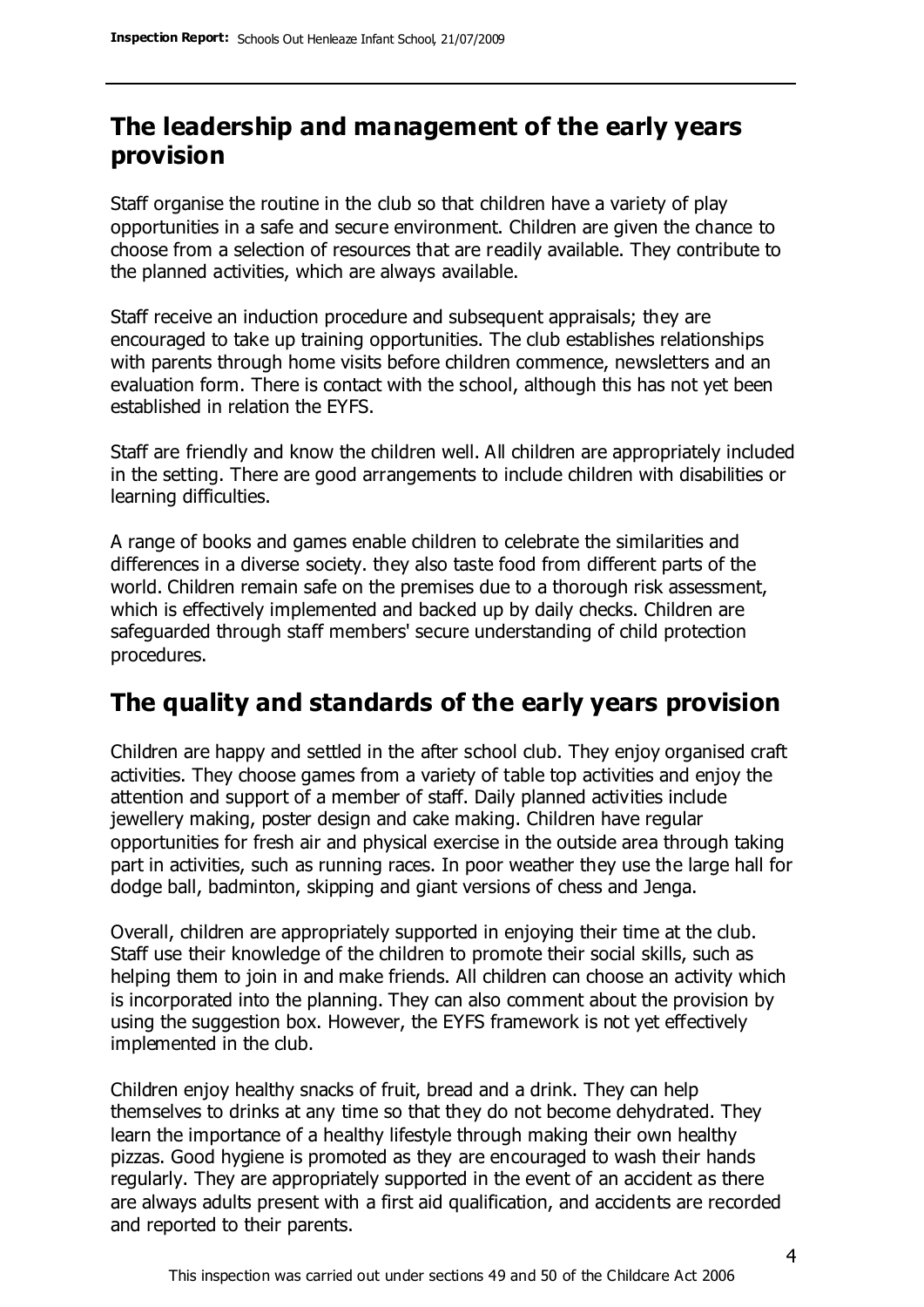## The leadership and management of the early years provision

Staff organise the routine in the club so that children have a variety of play opportunities in a safe and secure environment. Children are given the chance to choose from a selection of resources that are readily available. They contribute to the planned activities, which are always available.

Staff receive an induction procedure and subsequent appraisals; they are encouraged to take up training opportunities. The club establishes relationships with parents through home visits before children commence, newsletters and an evaluation form. There is contact with the school, although this has not yet been established in relation the EYFS.

Staff are friendly and know the children well. All children are appropriately included in the setting. There are good arrangements to include children with disabilities or learning difficulties.

A range of books and games enable children to celebrate the similarities and differences in a diverse society. they also taste food from different parts of the world. Children remain safe on the premises due to a thorough risk assessment, which is effectively implemented and backed up by daily checks. Children are safeguarded through staff members' secure understanding of child protection procedures.

## The quality and standards of the early years provision

Children are happy and settled in the after school club. They enjoy organised craft activities. They choose games from a variety of table top activities and enjoy the attention and support of a member of staff. Daily planned activities include jewellery making, poster design and cake making. Children have regular opportunities for fresh air and physical exercise in the outside area through taking part in activities, such as running races. In poor weather they use the large hall for dodge ball, badminton, skipping and giant versions of chess and Jenga.

Overall, children are appropriately supported in enjoying their time at the club. Staff use their knowledge of the children to promote their social skills, such as helping them to join in and make friends. All children can choose an activity which is incorporated into the planning. They can also comment about the provision by using the suggestion box. However, the EYFS framework is not yet effectively implemented in the club.

Children enjoy healthy snacks of fruit, bread and a drink. They can help themselves to drinks at any time so that they do not become dehydrated. They learn the importance of a healthy lifestyle through making their own healthy pizzas. Good hygiene is promoted as they are encouraged to wash their hands regularly. They are appropriately supported in the event of an accident as there are always adults present with a first aid qualification, and accidents are recorded and reported to their parents.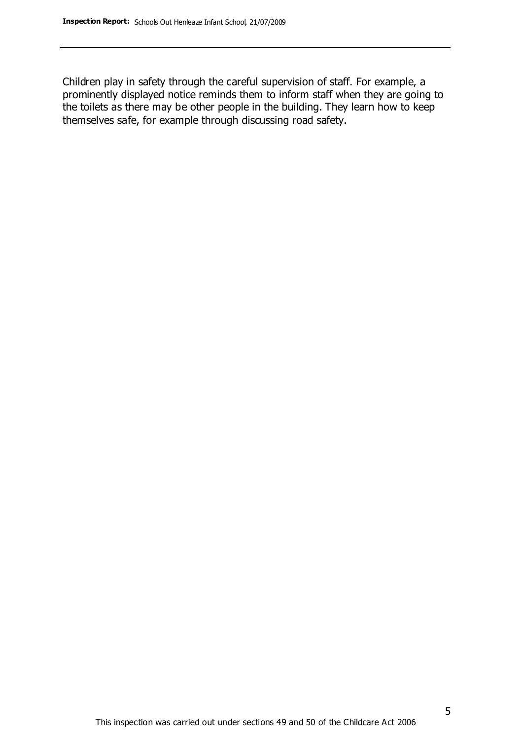Children play in safety through the careful supervision of staff. For example, a prominently displayed notice reminds them to inform staff when they are going to the toilets as there may be other people in the building. They learn how to keep themselves safe, for example through discussing road safety.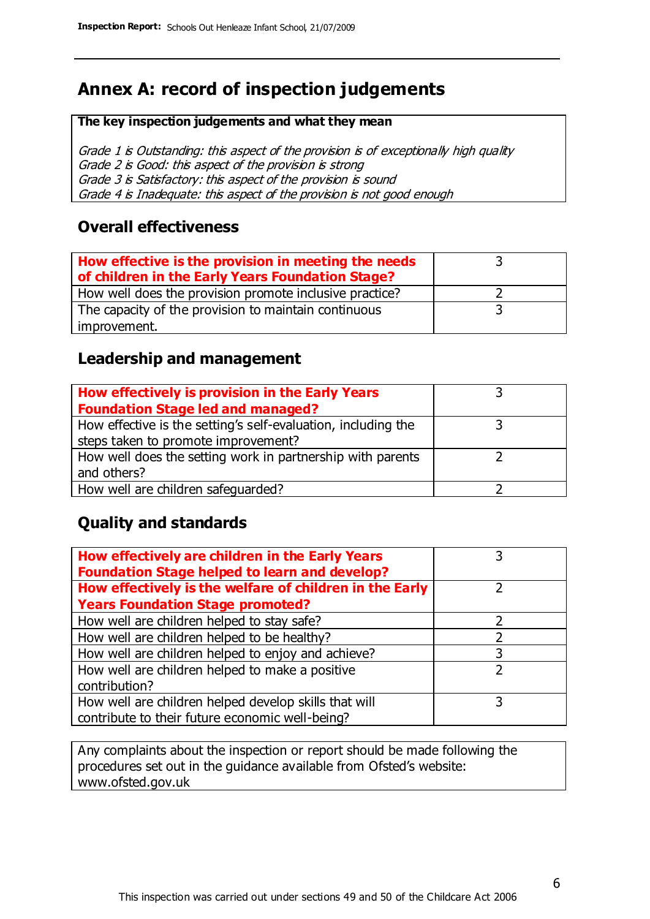# Annex A: record of inspection judgements

**The key inspection judgements and what they mean**

*Grade 1 is Outstanding: this aspect of the provision is of exceptionally high quality*
*Grade 2 is Good: this aspect of the provision is strong*
*Grade 3 is Satisfactory: this aspect of the provision is sound*
*Grade 4 is Inadequate: this aspect of the provision is not good enough*

## Overall effectiveness

| | |
|---|---|
| **How effective is the provision in meeting the needs of children in the Early Years Foundation Stage?** | 3 |
| How well does the provision promote inclusive practice? | 2 |
| The capacity of the provision to maintain continuous improvement. | 3 |

## Leadership and management

| | |
|---|---|
| **How effectively is provision in the Early Years Foundation Stage led and managed?** | 3 |
| How effective is the setting's self-evaluation, including the steps taken to promote improvement? | 3 |
| How well does the setting work in partnership with parents and others? | 2 |
| How well are children safeguarded? | 2 |

## Quality and standards

| | |
|---|---|
| **How effectively are children in the Early Years Foundation Stage helped to learn and develop?** | 3 |
| **How effectively is the welfare of children in the Early Years Foundation Stage promoted?** | 2 |
| How well are children helped to stay safe? | 2 |
| How well are children helped to be healthy? | 2 |
| How well are children helped to enjoy and achieve? | 3 |
| How well are children helped to make a positive contribution? | 2 |
| How well are children helped develop skills that will contribute to their future economic well-being? | 3 |

Any complaints about the inspection or report should be made following the procedures set out in the guidance available from Ofsted's website: www.ofsted.gov.uk

This inspection was carried out under sections 49 and 50 of the Childcare Act 2006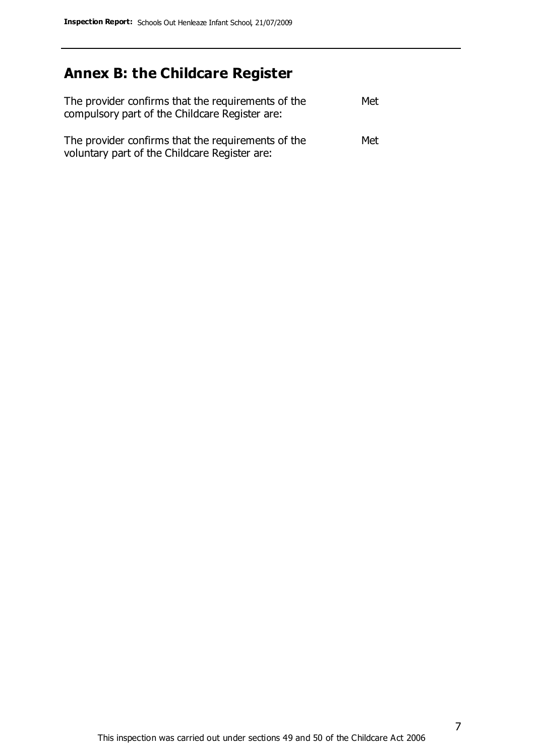## Annex B: the Childcare Register

| | |
|---|---|
| The provider confirms that the requirements of the compulsory part of the Childcare Register are: | Met |
| The provider confirms that the requirements of the voluntary part of the Childcare Register are: | Met |

This inspection was carried out under sections 49 and 50 of the Childcare Act 2006